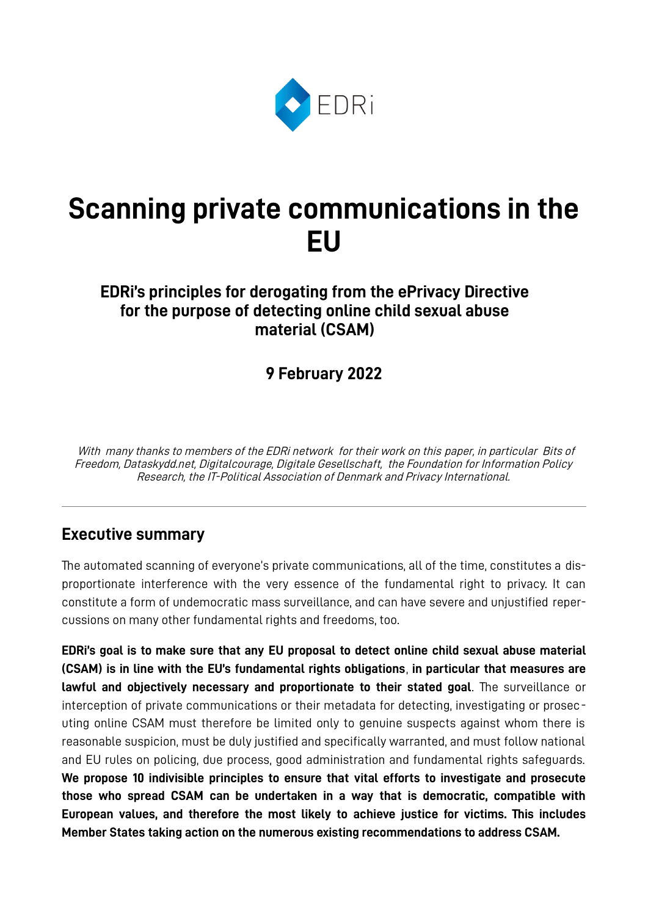EDRi

# Scanning private communications in the EU

### EDRi's principles for derogating from the ePrivacy Directive for the purpose of detecting online child sexual abuse material (CSAM)

### 9 February 2022

*With many thanks to members of the EDRi network for their work on this paper, in particular Bits of Freedom, Dataskydd.net, Digitalcourage, Digitale Gesellschaft, the Foundation for Information Policy Research, the IT-Political Association of Denmark and Privacy International.*

---

## Executive summary

The automated scanning of everyone's private communications, all of the time, constitutes a disproportionate interference with the very essence of the fundamental right to privacy. It can constitute a form of undemocratic mass surveillance, and can have severe and unjustified repercussions on many other fundamental rights and freedoms, too.

**EDRi's goal is to make sure that any EU proposal to detect online child sexual abuse material (CSAM) is in line with the EU's fundamental rights obligations**, **in particular that measures are lawful and objectively necessary and proportionate to their stated goal**. The surveillance or interception of private communications or their metadata for detecting, investigating or prosecuting online CSAM must therefore be limited only to genuine suspects against whom there is reasonable suspicion, must be duly justified and specifically warranted, and must follow national and EU rules on policing, due process, good administration and fundamental rights safeguards. **We propose 10 indivisible principles to ensure that vital efforts to investigate and prosecute those who spread CSAM can be undertaken in a way that is democratic, compatible with European values, and therefore the most likely to achieve justice for victims. This includes Member States taking action on the numerous existing recommendations to address CSAM.**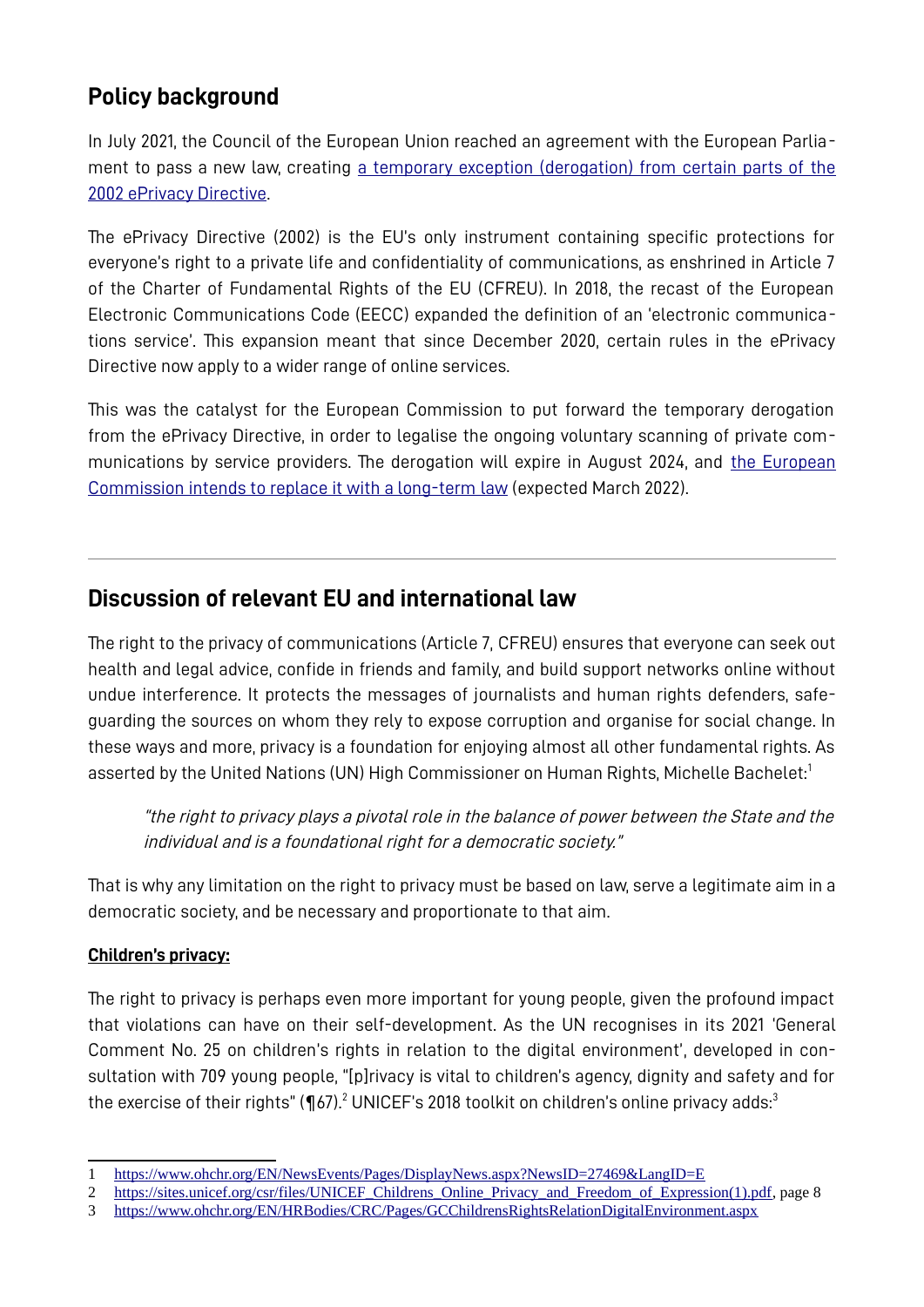## Policy background

In July 2021, the Council of the European Union reached an agreement with the European Parliament to pass a new law, creating [a temporary exception (derogation) from certain parts of the 2002 ePrivacy Directive](#).

The ePrivacy Directive (2002) is the EU's only instrument containing specific protections for everyone's right to a private life and confidentiality of communications, as enshrined in Article 7 of the Charter of Fundamental Rights of the EU (CFREU). In 2018, the recast of the European Electronic Communications Code (EECC) expanded the definition of an 'electronic communications service'. This expansion meant that since December 2020, certain rules in the ePrivacy Directive now apply to a wider range of online services.

This was the catalyst for the European Commission to put forward the temporary derogation from the ePrivacy Directive, in order to legalise the ongoing voluntary scanning of private communications by service providers. The derogation will expire in August 2024, and [the European Commission intends to replace it with a long-term law](#) (expected March 2022).

---

## Discussion of relevant EU and international law

The right to the privacy of communications (Article 7, CFREU) ensures that everyone can seek out health and legal advice, confide in friends and family, and build support networks online without undue interference. It protects the messages of journalists and human rights defenders, safeguarding the sources on whom they rely to expose corruption and organise for social change. In these ways and more, privacy is a foundation for enjoying almost all other fundamental rights. As asserted by the United Nations (UN) High Commissioner on Human Rights, Michelle Bachelet:[1]

> *"the right to privacy plays a pivotal role in the balance of power between the State and the individual and is a foundational right for a democratic society."*

That is why any limitation on the right to privacy must be based on law, serve a legitimate aim in a democratic society, and be necessary and proportionate to that aim.

**Children's privacy:**

The right to privacy is perhaps even more important for young people, given the profound impact that violations can have on their self-development. As the UN recognises in its 2021 'General Comment No. 25 on children's rights in relation to the digital environment', developed in consultation with 709 young people, "[p]rivacy is vital to children's agency, dignity and safety and for the exercise of their rights" (¶67).[2] UNICEF's 2018 toolkit on children's online privacy adds:[3]

---

1 https://www.ohchr.org/EN/NewsEvents/Pages/DisplayNews.aspx?NewsID=27469&LangID=E

2 https://sites.unicef.org/csr/files/UNICEF_Childrens_Online_Privacy_and_Freedom_of_Expression(1).pdf, page 8

3 https://www.ohchr.org/EN/HRBodies/CRC/Pages/GCChildrensRightsRelationDigitalEnvironment.aspx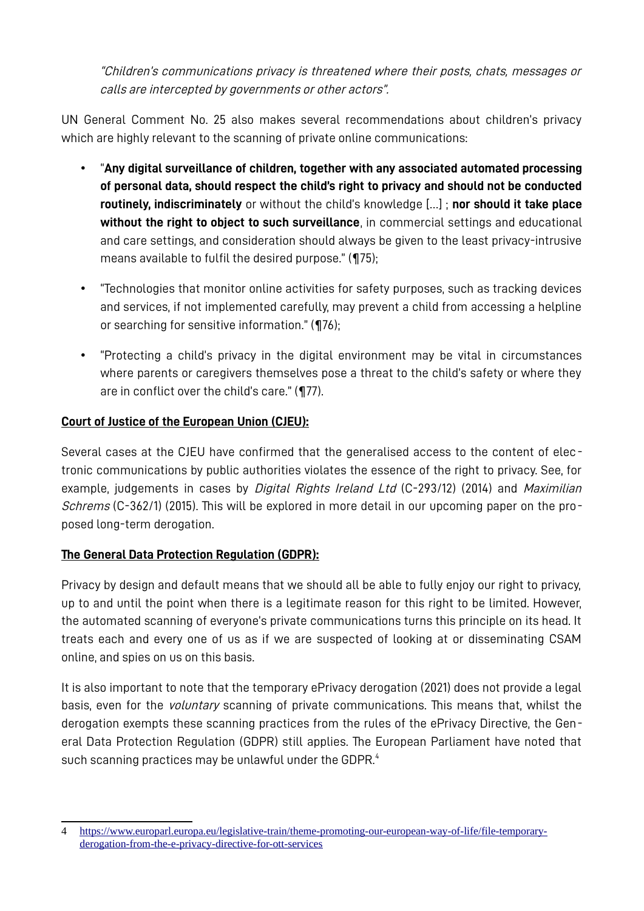*"Children's communications privacy is threatened where their posts, chats, messages or calls are intercepted by governments or other actors".*

UN General Comment No. 25 also makes several recommendations about children's privacy which are highly relevant to the scanning of private online communications:

- "**Any digital surveillance of children, together with any associated automated processing of personal data, should respect the child's right to privacy and should not be conducted routinely, indiscriminately** or without the child's knowledge [...] ; **nor should it take place without the right to object to such surveillance**, in commercial settings and educational and care settings, and consideration should always be given to the least privacy-intrusive means available to fulfil the desired purpose." (¶75);
- "Technologies that monitor online activities for safety purposes, such as tracking devices and services, if not implemented carefully, may prevent a child from accessing a helpline or searching for sensitive information." (¶76);
- "Protecting a child's privacy in the digital environment may be vital in circumstances where parents or caregivers themselves pose a threat to the child's safety or where they are in conflict over the child's care." (¶77).

**Court of Justice of the European Union (CJEU):**

Several cases at the CJEU have confirmed that the generalised access to the content of electronic communications by public authorities violates the essence of the right to privacy. See, for example, judgements in cases by *Digital Rights Ireland Ltd* (C-293/12) (2014) and *Maximilian Schrems* (C-362/1) (2015). This will be explored in more detail in our upcoming paper on the proposed long-term derogation.

**The General Data Protection Regulation (GDPR):**

Privacy by design and default means that we should all be able to fully enjoy our right to privacy, up to and until the point when there is a legitimate reason for this right to be limited. However, the automated scanning of everyone's private communications turns this principle on its head. It treats each and every one of us as if we are suspected of looking at or disseminating CSAM online, and spies on us on this basis.

It is also important to note that the temporary ePrivacy derogation (2021) does not provide a legal basis, even for the *voluntary* scanning of private communications. This means that, whilst the derogation exempts these scanning practices from the rules of the ePrivacy Directive, the General Data Protection Regulation (GDPR) still applies. The European Parliament have noted that such scanning practices may be unlawful under the GDPR.[4]

---

4 https://www.europarl.europa.eu/legislative-train/theme-promoting-our-european-way-of-life/file-temporary-derogation-from-the-e-privacy-directive-for-ott-services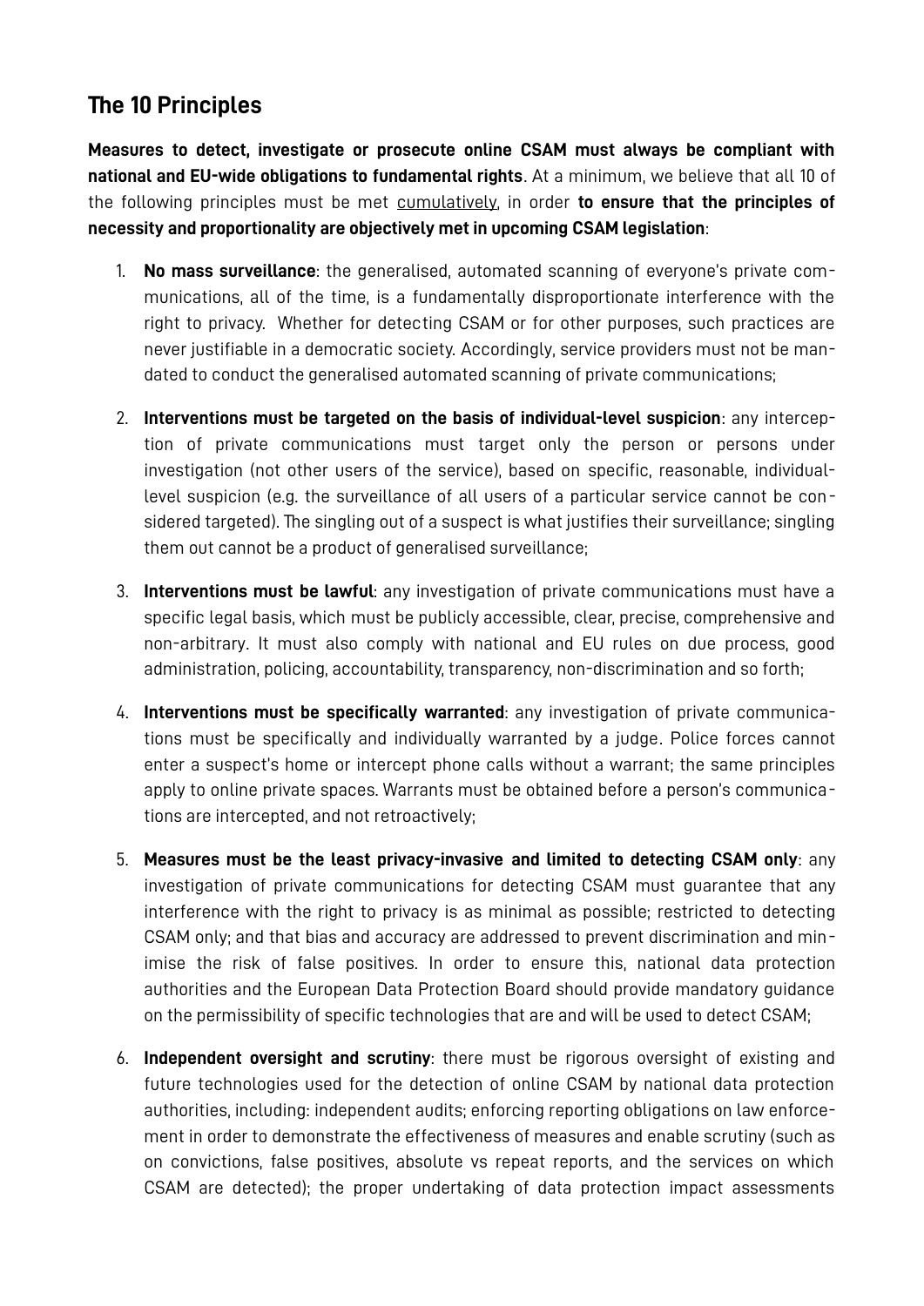## The 10 Principles

**Measures to detect, investigate or prosecute online CSAM must always be compliant with national and EU-wide obligations to fundamental rights**. At a minimum, we believe that all 10 of the following principles must be met cumulatively, in order **to ensure that the principles of necessity and proportionality are objectively met in upcoming CSAM legislation**:

1. **No mass surveillance**: the generalised, automated scanning of everyone's private communications, all of the time, is a fundamentally disproportionate interference with the right to privacy. Whether for detecting CSAM or for other purposes, such practices are never justifiable in a democratic society. Accordingly, service providers must not be mandated to conduct the generalised automated scanning of private communications;

2. **Interventions must be targeted on the basis of individual-level suspicion**: any interception of private communications must target only the person or persons under investigation (not other users of the service), based on specific, reasonable, individual-level suspicion (e.g. the surveillance of all users of a particular service cannot be considered targeted). The singling out of a suspect is what justifies their surveillance; singling them out cannot be a product of generalised surveillance;

3. **Interventions must be lawful**: any investigation of private communications must have a specific legal basis, which must be publicly accessible, clear, precise, comprehensive and non-arbitrary. It must also comply with national and EU rules on due process, good administration, policing, accountability, transparency, non-discrimination and so forth;

4. **Interventions must be specifically warranted**: any investigation of private communications must be specifically and individually warranted by a judge. Police forces cannot enter a suspect's home or intercept phone calls without a warrant; the same principles apply to online private spaces. Warrants must be obtained before a person's communications are intercepted, and not retroactively;

5. **Measures must be the least privacy-invasive and limited to detecting CSAM only**: any investigation of private communications for detecting CSAM must guarantee that any interference with the right to privacy is as minimal as possible; restricted to detecting CSAM only; and that bias and accuracy are addressed to prevent discrimination and minimise the risk of false positives. In order to ensure this, national data protection authorities and the European Data Protection Board should provide mandatory guidance on the permissibility of specific technologies that are and will be used to detect CSAM;

6. **Independent oversight and scrutiny**: there must be rigorous oversight of existing and future technologies used for the detection of online CSAM by national data protection authorities, including: independent audits; enforcing reporting obligations on law enforcement in order to demonstrate the effectiveness of measures and enable scrutiny (such as on convictions, false positives, absolute vs repeat reports, and the services on which CSAM are detected); the proper undertaking of data protection impact assessments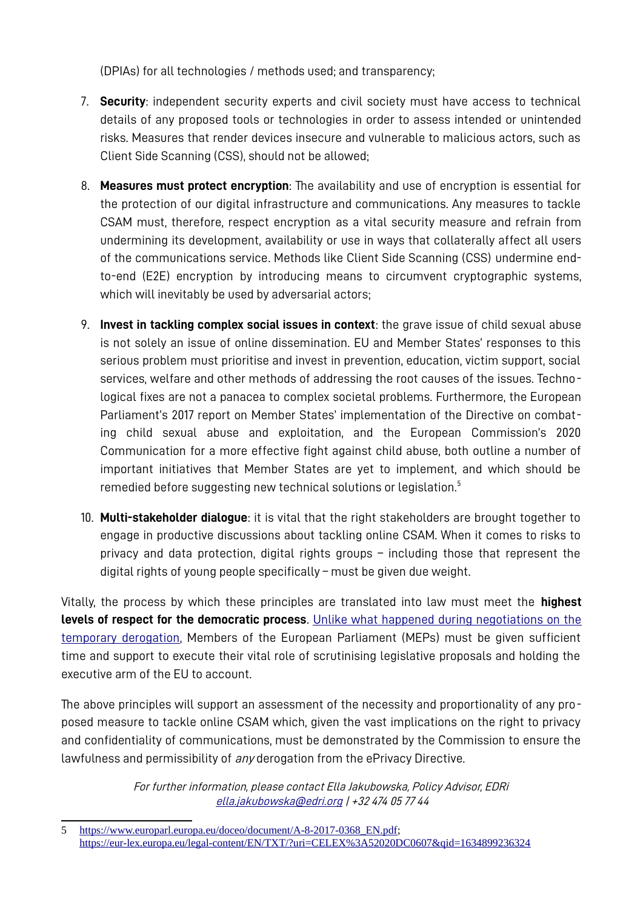(DPIAs) for all technologies / methods used; and transparency;

7. **Security**: independent security experts and civil society must have access to technical details of any proposed tools or technologies in order to assess intended or unintended risks. Measures that render devices insecure and vulnerable to malicious actors, such as Client Side Scanning (CSS), should not be allowed;

8. **Measures must protect encryption**: The availability and use of encryption is essential for the protection of our digital infrastructure and communications. Any measures to tackle CSAM must, therefore, respect encryption as a vital security measure and refrain from undermining its development, availability or use in ways that collaterally affect all users of the communications service. Methods like Client Side Scanning (CSS) undermine end-to-end (E2E) encryption by introducing means to circumvent cryptographic systems, which will inevitably be used by adversarial actors;

9. **Invest in tackling complex social issues in context**: the grave issue of child sexual abuse is not solely an issue of online dissemination. EU and Member States' responses to this serious problem must prioritise and invest in prevention, education, victim support, social services, welfare and other methods of addressing the root causes of the issues. Technological fixes are not a panacea to complex societal problems. Furthermore, the European Parliament's 2017 report on Member States' implementation of the Directive on combating child sexual abuse and exploitation, and the European Commission's 2020 Communication for a more effective fight against child abuse, both outline a number of important initiatives that Member States are yet to implement, and which should be remedied before suggesting new technical solutions or legislation.[5]

10. **Multi-stakeholder dialogue**: it is vital that the right stakeholders are brought together to engage in productive discussions about tackling online CSAM. When it comes to risks to privacy and data protection, digital rights groups – including those that represent the digital rights of young people specifically – must be given due weight.

Vitally, the process by which these principles are translated into law must meet the **highest levels of respect for the democratic process**. Unlike what happened during negotiations on the temporary derogation, Members of the European Parliament (MEPs) must be given sufficient time and support to execute their vital role of scrutinising legislative proposals and holding the executive arm of the EU to account.

The above principles will support an assessment of the necessity and proportionality of any proposed measure to tackle online CSAM which, given the vast implications on the right to privacy and confidentiality of communications, must be demonstrated by the Commission to ensure the lawfulness and permissibility of *any* derogation from the ePrivacy Directive.

*For further information, please contact Ella Jakubowska, Policy Advisor, EDRi*
*ella.jakubowska@edri.org | +32 474 05 77 44*

---

5 https://www.europarl.europa.eu/doceo/document/A-8-2017-0368_EN.pdf; https://eur-lex.europa.eu/legal-content/EN/TXT/?uri=CELEX%3A52020DC0607&qid=1634899236324